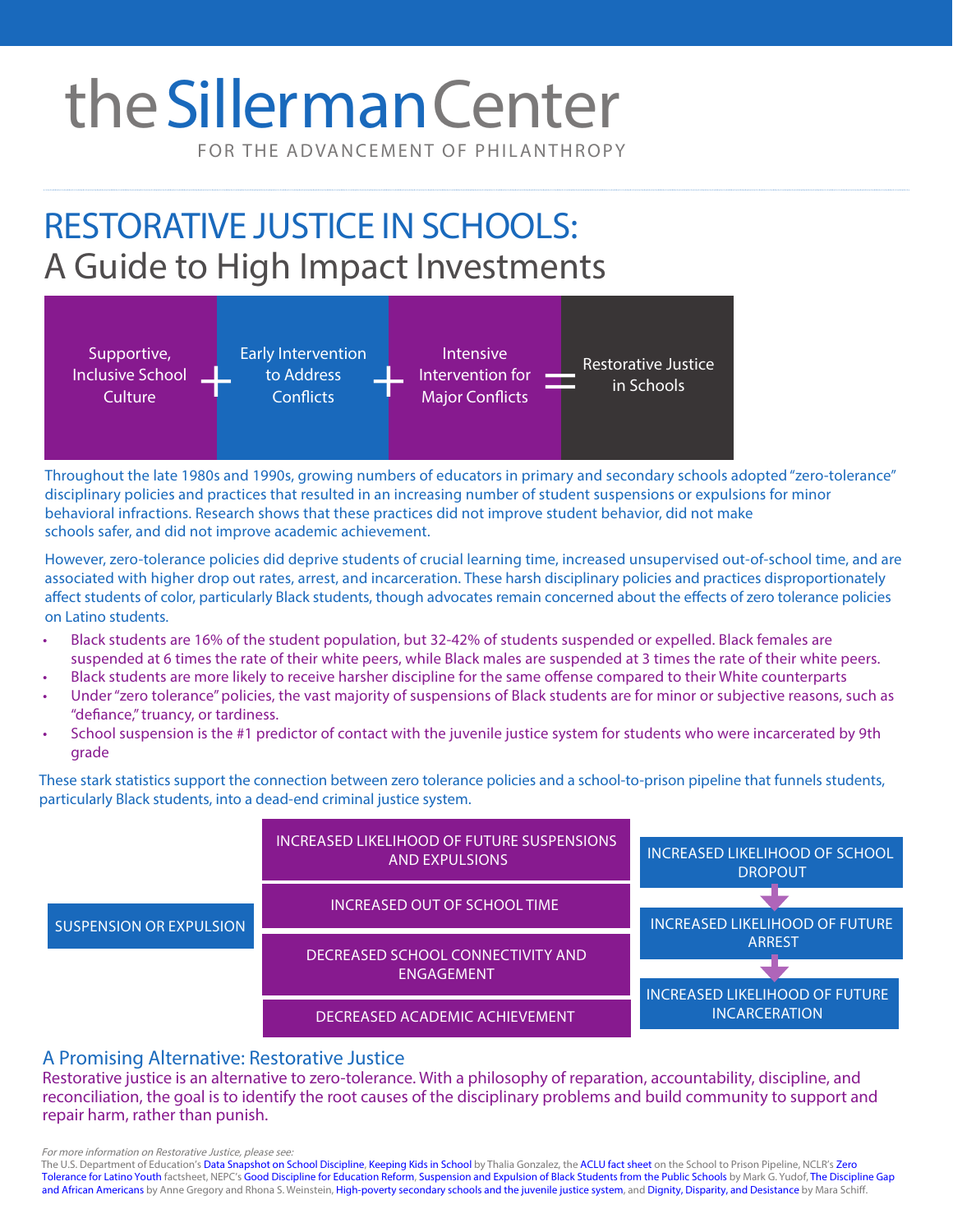# the Sillerman Center

FOR THE ADVANCEMENT OF PHILANTHROPY

# RESTORATIVE JUSTICE IN SCHOOLS:

## A Guide to High Impact Investments

Supportive, Inclusive School Culture + Early Intervention to Address Conflicts + Intensive Intervention for Major Conflicts = Restorative Justice in Schools

Throughout the late 1980s and 1990s, growing numbers of educators in primary and secondary schools adopted "zero-tolerance" disciplinary policies and practices that resulted in an increasing number of student suspensions or expulsions for minor behavioral infractions. Research shows that these practices did not improve student behavior, did not make schools safer, and did not improve academic achievement.

However, zero-tolerance policies did deprive students of crucial learning time, increased unsupervised out-of-school time, and are associated with higher drop out rates, arrest, and incarceration. These harsh disciplinary policies and practices disproportionately affect students of color, particularly Black students, though advocates remain concerned about the effects of zero tolerance policies on Latino students.

- Black students are 16% of the student population, but 32-42% of students suspended or expelled. Black females are suspended at 6 times the rate of their white peers, while Black males are suspended at 3 times the rate of their white peers.
- Black students are more likely to receive harsher discipline for the same offense compared to their White counterparts
- Under "zero tolerance" policies, the vast majority of suspensions of Black students are for minor or subjective reasons, such as "defiance," truancy, or tardiness.
- School suspension is the #1 predictor of contact with the juvenile justice system for students who were incarcerated by 9th grade

These stark statistics support the connection between zero tolerance policies and a school-to-prison pipeline that funnels students, particularly Black students, into a dead-end criminal justice system.

SUSPENSION OR EXPULSION

- INCREASED LIKELIHOOD OF FUTURE SUSPENSIONS AND EXPULSIONS
- INCREASED OUT OF SCHOOL TIME
- DECREASED SCHOOL CONNECTIVITY AND ENGAGEMENT
- DECREASED ACADEMIC ACHIEVEMENT

INCREASED LIKELIHOOD OF SCHOOL DROPOUT → INCREASED LIKELIHOOD OF FUTURE ARREST → INCREASED LIKELIHOOD OF FUTURE INCARCERATION

### A Promising Alternative: Restorative Justice

Restorative justice is an alternative to zero-tolerance. With a philosophy of reparation, accountability, discipline, and reconciliation, the goal is to identify the root causes of the disciplinary problems and build community to support and repair harm, rather than punish.

*For more information on Restorative Justice, please see:*
The U.S. Department of Education's Data Snapshot on School Discipline, Keeping Kids in School by Thalia Gonzalez, the ACLU fact sheet on the School to Prison Pipeline, NCLR's Zero Tolerance for Latino Youth factsheet, NEPC's Good Discipline for Education Reform, Suspension and Expulsion of Black Students from the Public Schools by Mark G. Yudof, The Discipline Gap and African Americans by Anne Gregory and Rhona S. Weinstein, High-poverty secondary schools and the juvenile justice system, and Dignity, Disparity, and Desistance by Mara Schiff.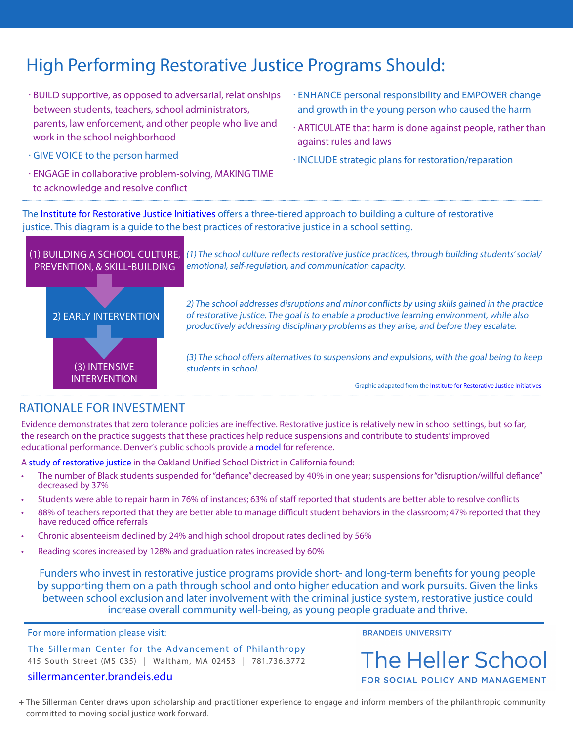# High Performing Restorative Justice Programs Should:

- BUILD supportive, as opposed to adversarial, relationships between students, teachers, school administrators, parents, law enforcement, and other people who live and work in the school neighborhood
- GIVE VOICE to the person harmed
- ENGAGE in collaborative problem-solving, MAKING TIME to acknowledge and resolve conflict
- ENHANCE personal responsibility and EMPOWER change and growth in the young person who caused the harm
- ARTICULATE that harm is done against people, rather than against rules and laws
- INCLUDE strategic plans for restoration/reparation

The Institute for Restorative Justice Initiatives offers a three-tiered approach to building a culture of restorative justice. This diagram is a guide to the best practices of restorative justice in a school setting.

(1) BUILDING A SCHOOL CULTURE, PREVENTION, & SKILL-BUILDING

*(1) The school culture reflects restorative justice practices, through building students' social/emotional, self-regulation, and communication capacity.*

2) EARLY INTERVENTION

*2) The school addresses disruptions and minor conflicts by using skills gained in the practice of restorative justice. The goal is to enable a productive learning environment, while also productively addressing disciplinary problems as they arise, and before they escalate.*

(3) INTENSIVE INTERVENTION

*(3) The school offers alternatives to suspensions and expulsions, with the goal being to keep students in school.*

Graphic adapated from the Institute for Restorative Justice Initiatives

## RATIONALE FOR INVESTMENT

Evidence demonstrates that zero tolerance policies are ineffective. Restorative justice is relatively new in school settings, but so far, the research on the practice suggests that these practices help reduce suspensions and contribute to students' improved educational performance. Denver's public schools provide a model for reference.

A study of restorative justice in the Oakland Unified School District in California found:

- The number of Black students suspended for "defiance" decreased by 40% in one year; suspensions for "disruption/willful defiance" decreased by 37%
- Students were able to repair harm in 76% of instances; 63% of staff reported that students are better able to resolve conflicts
- 88% of teachers reported that they are better able to manage difficult student behaviors in the classroom; 47% reported that they have reduced office referrals
- Chronic absenteeism declined by 24% and high school dropout rates declined by 56%
- Reading scores increased by 128% and graduation rates increased by 60%

Funders who invest in restorative justice programs provide short- and long-term benefits for young people by supporting them on a path through school and onto higher education and work pursuits. Given the links between school exclusion and later involvement with the criminal justice system, restorative justice could increase overall community well-being, as young people graduate and thrive.

For more information please visit:

The Sillerman Center for the Advancement of Philanthropy
415 South Street (MS 035) | Waltham, MA 02453 | 781.736.3772

sillermancenter.brandeis.edu

BRANDEIS UNIVERSITY
The Heller School
FOR SOCIAL POLICY AND MANAGEMENT

+ The Sillerman Center draws upon scholarship and practitioner experience to engage and inform members of the philanthropic community committed to moving social justice work forward.